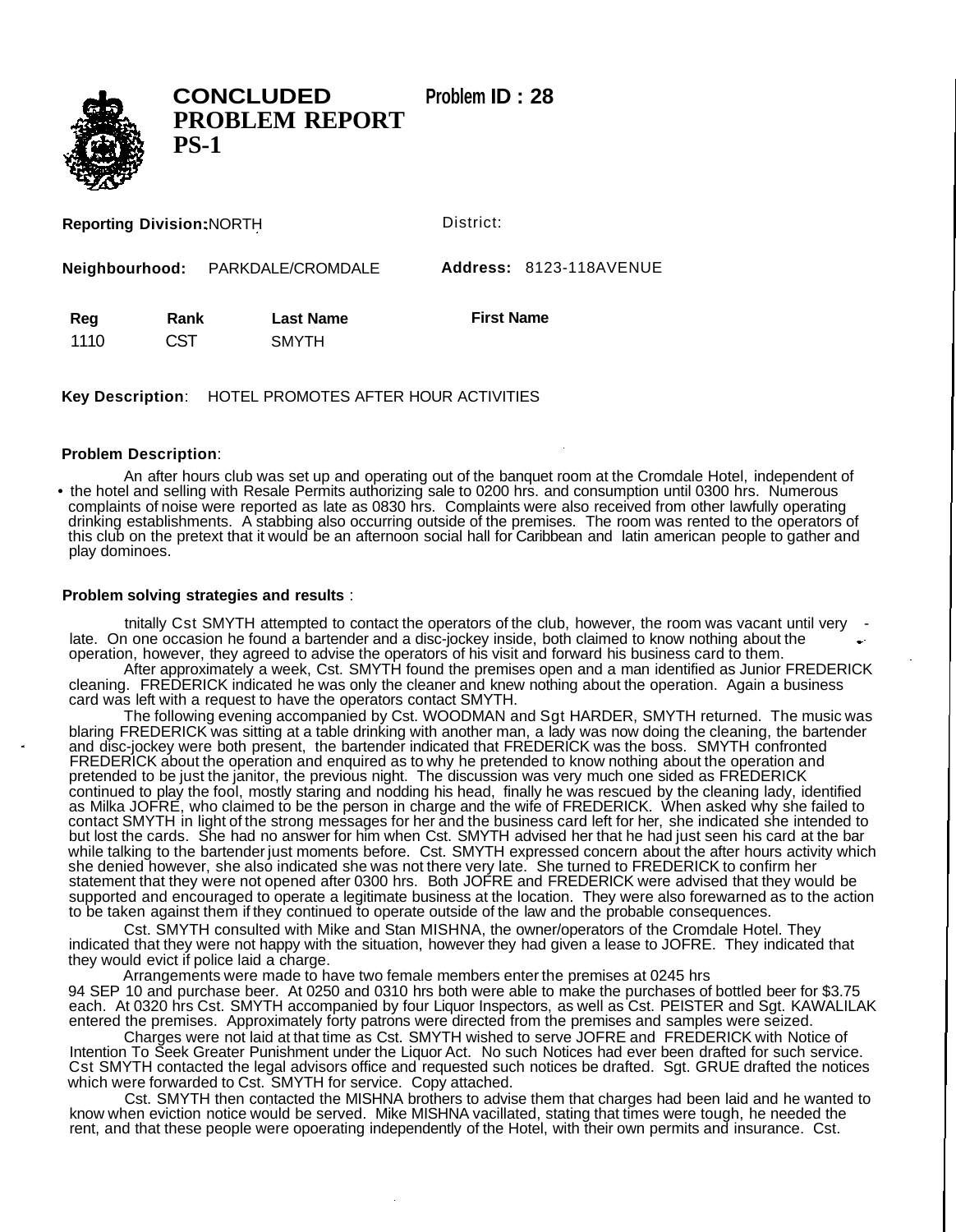# CONCLUDED PROBLEM REPORT PS-1

**Problem ID : 28**

**Reporting Division:** NORTH

District:

**Neighbourhood:** PARKDALE/CROMDALE

**Address:** 8123-118AVENUE

| Reg | Rank | Last Name | First Name |
|---|---|---|---|
| 1110 | CST | SMYTH | |

**Key Description**: HOTEL PROMOTES AFTER HOUR ACTIVITIES

**Problem Description**:

An after hours club was set up and operating out of the banquet room at the Cromdale Hotel, independent of the hotel and selling with Resale Permits authorizing sale to 0200 hrs. and consumption until 0300 hrs. Numerous complaints of noise were reported as late as 0830 hrs. Complaints were also received from other lawfully operating drinking establishments. A stabbing also occurring outside of the premises. The room was rented to the operators of this club on the pretext that it would be an afternoon social hall for Caribbean and latin american people to gather and play dominoes.

**Problem solving strategies and results** :

tnitally Cst SMYTH attempted to contact the operators of the club, however, the room was vacant until very late. On one occasion he found a bartender and a disc-jockey inside, both claimed to know nothing about the operation, however, they agreed to advise the operators of his visit and forward his business card to them.

After approximately a week, Cst. SMYTH found the premises open and a man identified as Junior FREDERICK cleaning. FREDERICK indicated he was only the cleaner and knew nothing about the operation. Again a business card was left with a request to have the operators contact SMYTH.

The following evening accompanied by Cst. WOODMAN and Sgt HARDER, SMYTH returned. The music was blaring FREDERICK was sitting at a table drinking with another man, a lady was now doing the cleaning, the bartender and disc-jockey were both present, the bartender indicated that FREDERICK was the boss. SMYTH confronted FREDERICK about the operation and enquired as to why he pretended to know nothing about the operation and pretended to be just the janitor, the previous night. The discussion was very much one sided as FREDERICK continued to play the fool, mostly staring and nodding his head, finally he was rescued by the cleaning lady, identified as Milka JOFRE, who claimed to be the person in charge and the wife of FREDERICK. When asked why she failed to contact SMYTH in light of the strong messages for her and the business card left for her, she indicated she intended to but lost the cards. She had no answer for him when Cst. SMYTH advised her that he had just seen his card at the bar while talking to the bartender just moments before. Cst. SMYTH expressed concern about the after hours activity which she denied however, she also indicated she was not there very late. She turned to FREDERICK to confirm her statement that they were not opened after 0300 hrs. Both JOFRE and FREDERICK were advised that they would be supported and encouraged to operate a legitimate business at the location. They were also forewarned as to the action to be taken against them if they continued to operate outside of the law and the probable consequences.

Cst. SMYTH consulted with Mike and Stan MISHNA, the owner/operators of the Cromdale Hotel. They indicated that they were not happy with the situation, however they had given a lease to JOFRE. They indicated that they would evict if police laid a charge.

Arrangements were made to have two female members enter the premises at 0245 hrs 94 SEP 10 and purchase beer. At 0250 and 0310 hrs both were able to make the purchases of bottled beer for $3.75 each. At 0320 hrs Cst. SMYTH accompanied by four Liquor Inspectors, as well as Cst. PEISTER and Sgt. KAWALILAK entered the premises. Approximately forty patrons were directed from the premises and samples were seized.

Charges were not laid at that time as Cst. SMYTH wished to serve JOFRE and FREDERICK with Notice of Intention To Seek Greater Punishment under the Liquor Act. No such Notices had ever been drafted for such service. Cst SMYTH contacted the legal advisors office and requested such notices be drafted. Sgt. GRUE drafted the notices which were forwarded to Cst. SMYTH for service. Copy attached.

Cst. SMYTH then contacted the MISHNA brothers to advise them that charges had been laid and he wanted to know when eviction notice would be served. Mike MISHNA vacillated, stating that times were tough, he needed the rent, and that these people were opoerating independently of the Hotel, with their own permits and insurance. Cst.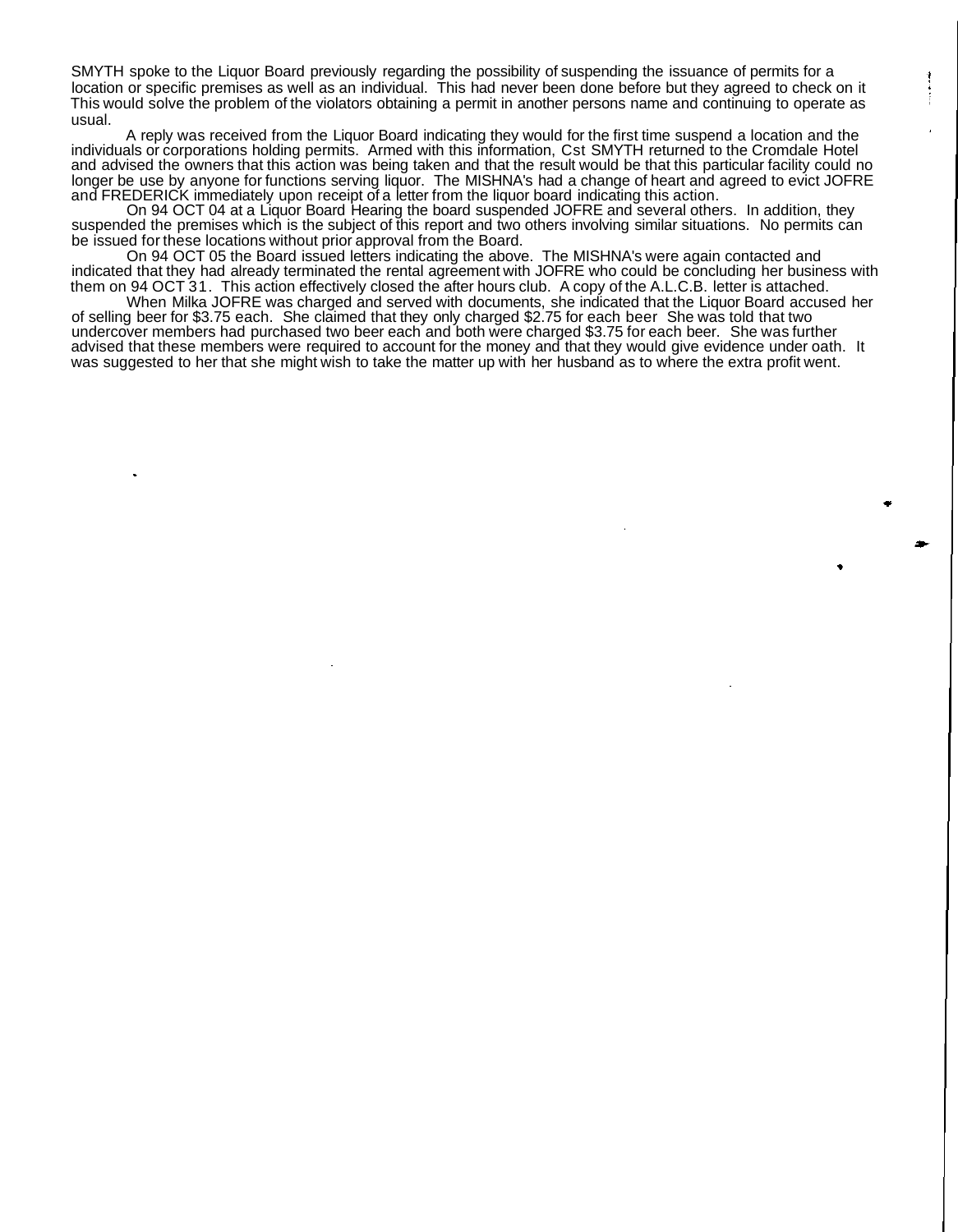SMYTH spoke to the Liquor Board previously regarding the possibility of suspending the issuance of permits for a location or specific premises as well as an individual. This had never been done before but they agreed to check on it This would solve the problem of the violators obtaining a permit in another persons name and continuing to operate as usual.

A reply was received from the Liquor Board indicating they would for the first time suspend a location and the individuals or corporations holding permits. Armed with this information, Cst SMYTH returned to the Cromdale Hotel and advised the owners that this action was being taken and that the result would be that this particular facility could no longer be use by anyone for functions serving liquor. The MISHNA's had a change of heart and agreed to evict JOFRE and FREDERICK immediately upon receipt of a letter from the liquor board indicating this action.

On 94 OCT 04 at a Liquor Board Hearing the board suspended JOFRE and several others. In addition, they suspended the premises which is the subject of this report and two others involving similar situations. No permits can be issued for these locations without prior approval from the Board.

On 94 OCT 05 the Board issued letters indicating the above. The MISHNA's were again contacted and indicated that they had already terminated the rental agreement with JOFRE who could be concluding her business with them on 94 OCT 31. This action effectively closed the after hours club. A copy of the A.L.C.B. letter is attached.

When Milka JOFRE was charged and served with documents, she indicated that the Liquor Board accused her of selling beer for $3.75 each. She claimed that they only charged $2.75 for each beer She was told that two undercover members had purchased two beer each and both were charged $3.75 for each beer. She was further advised that these members were required to account for the money and that they would give evidence under oath. It was suggested to her that she might wish to take the matter up with her husband as to where the extra profit went.